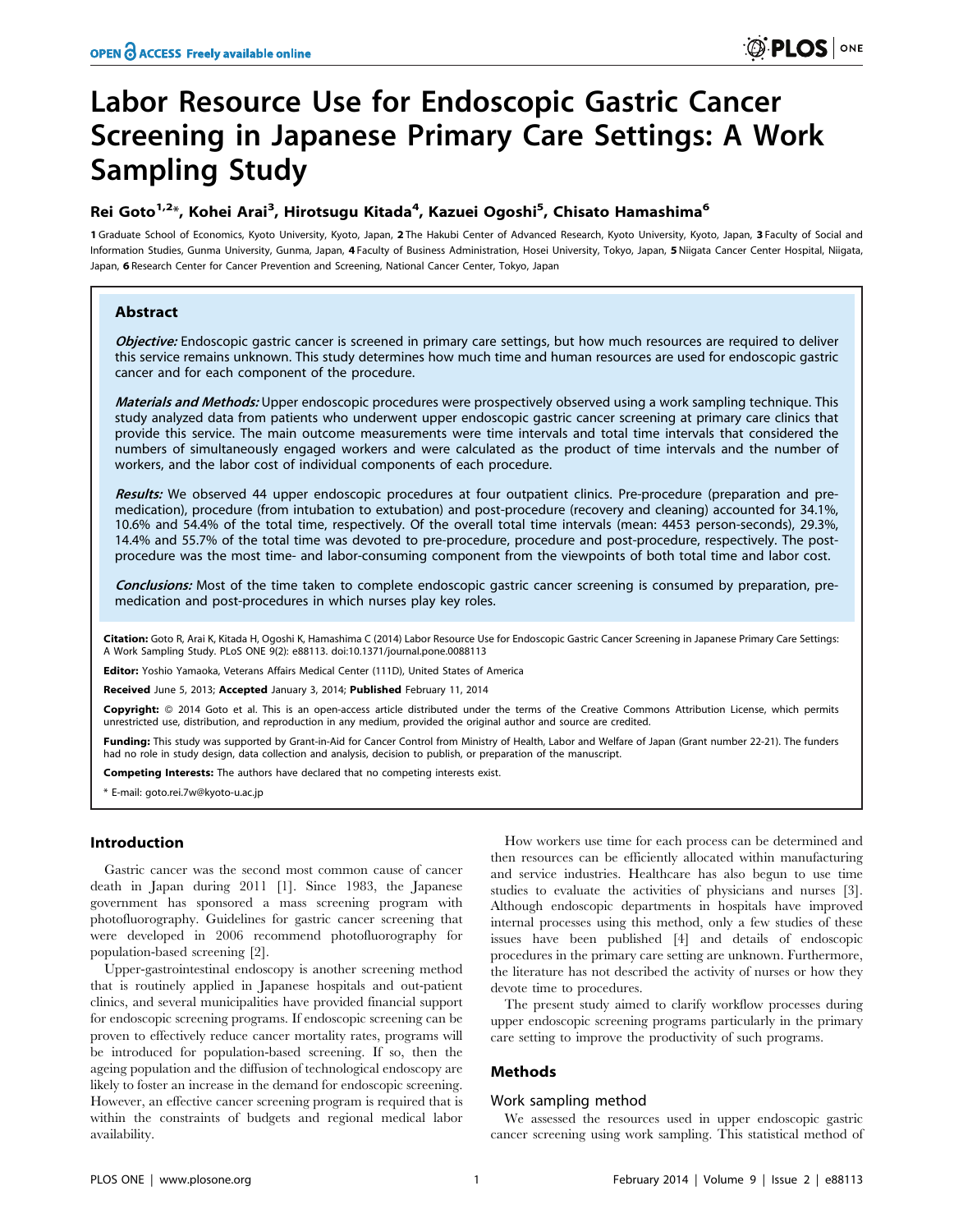# Labor Resource Use for Endoscopic Gastric Cancer Screening in Japanese Primary Care Settings: A Work Sampling Study

**Rei Goto[1,2]*, Kohei Arai[3], Hirotsugu Kitada[4], Kazuei Ogoshi[5], Chisato Hamashima[6]**

1 Graduate School of Economics, Kyoto University, Kyoto, Japan, 2 The Hakubi Center of Advanced Research, Kyoto University, Kyoto, Japan, 3 Faculty of Social and Information Studies, Gunma University, Gunma, Japan, 4 Faculty of Business Administration, Hosei University, Tokyo, Japan, 5 Niigata Cancer Center Hospital, Niigata, Japan, 6 Research Center for Cancer Prevention and Screening, National Cancer Center, Tokyo, Japan

## Abstract

***Objective:*** Endoscopic gastric cancer is screened in primary care settings, but how much resources are required to deliver this service remains unknown. This study determines how much time and human resources are used for endoscopic gastric cancer and for each component of the procedure.

***Materials and Methods:*** Upper endoscopic procedures were prospectively observed using a work sampling technique. This study analyzed data from patients who underwent upper endoscopic gastric cancer screening at primary care clinics that provide this service. The main outcome measurements were time intervals and total time intervals that considered the numbers of simultaneously engaged workers and were calculated as the product of time intervals and the number of workers, and the labor cost of individual components of each procedure.

***Results:*** We observed 44 upper endoscopic procedures at four outpatient clinics. Pre-procedure (preparation and pre-medication), procedure (from intubation to extubation) and post-procedure (recovery and cleaning) accounted for 34.1%, 10.6% and 54.4% of the total time, respectively. Of the overall total time intervals (mean: 4453 person-seconds), 29.3%, 14.4% and 55.7% of the total time was devoted to pre-procedure, procedure and post-procedure, respectively. The post-procedure was the most time- and labor-consuming component from the viewpoints of both total time and labor cost.

***Conclusions:*** Most of the time taken to complete endoscopic gastric cancer screening is consumed by preparation, pre-medication and post-procedures in which nurses play key roles.

**Citation:** Goto R, Arai K, Kitada H, Ogoshi K, Hamashima C (2014) Labor Resource Use for Endoscopic Gastric Cancer Screening in Japanese Primary Care Settings: A Work Sampling Study. PLoS ONE 9(2): e88113. doi:10.1371/journal.pone.0088113

**Editor:** Yoshio Yamaoka, Veterans Affairs Medical Center (111D), United States of America

**Received** June 5, 2013; **Accepted** January 3, 2014; **Published** February 11, 2014

**Copyright:** © 2014 Goto et al. This is an open-access article distributed under the terms of the Creative Commons Attribution License, which permits unrestricted use, distribution, and reproduction in any medium, provided the original author and source are credited.

**Funding:** This study was supported by Grant-in-Aid for Cancer Control from Ministry of Health, Labor and Welfare of Japan (Grant number 22-21). The funders had no role in study design, data collection and analysis, decision to publish, or preparation of the manuscript.

**Competing Interests:** The authors have declared that no competing interests exist.

* E-mail: goto.rei.7w@kyoto-u.ac.jp

## Introduction

Gastric cancer was the second most common cause of cancer death in Japan during 2011 [1]. Since 1983, the Japanese government has sponsored a mass screening program with photofluorography. Guidelines for gastric cancer screening that were developed in 2006 recommend photofluorography for population-based screening [2].

Upper-gastrointestinal endoscopy is another screening method that is routinely applied in Japanese hospitals and out-patient clinics, and several municipalities have provided financial support for endoscopic screening programs. If endoscopic screening can be proven to effectively reduce cancer mortality rates, programs will be introduced for population-based screening. If so, then the ageing population and the diffusion of technological endoscopy are likely to foster an increase in the demand for endoscopic screening. However, an effective cancer screening program is required that is within the constraints of budgets and regional medical labor availability.

How workers use time for each process can be determined and then resources can be efficiently allocated within manufacturing and service industries. Healthcare has also begun to use time studies to evaluate the activities of physicians and nurses [3]. Although endoscopic departments in hospitals have improved internal processes using this method, only a few studies of these issues have been published [4] and details of endoscopic procedures in the primary care setting are unknown. Furthermore, the literature has not described the activity of nurses or how they devote time to procedures.

The present study aimed to clarify workflow processes during upper endoscopic screening programs particularly in the primary care setting to improve the productivity of such programs.

## Methods

### Work sampling method

We assessed the resources used in upper endoscopic gastric cancer screening using work sampling. This statistical method of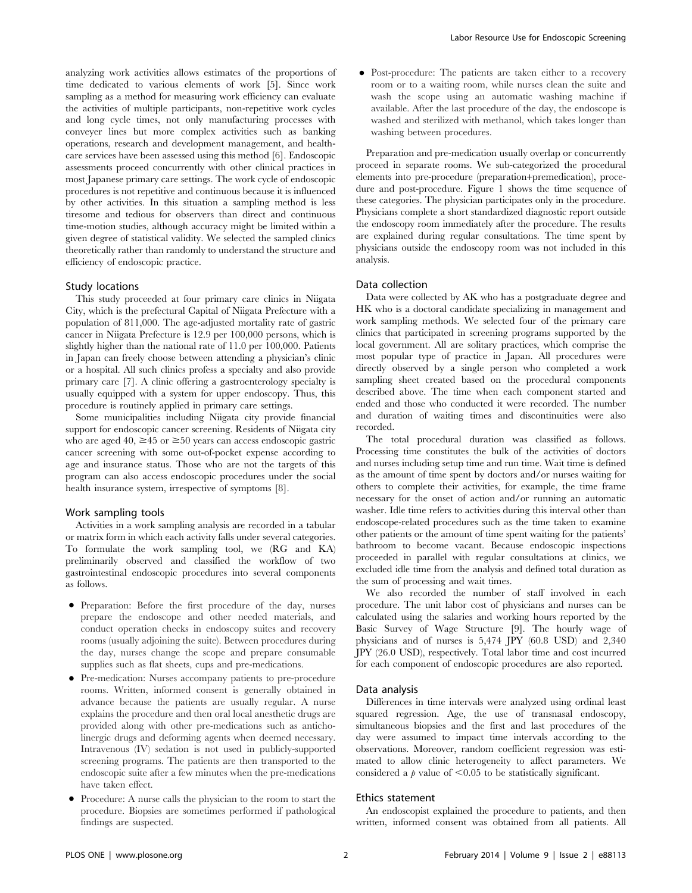analyzing work activities allows estimates of the proportions of time dedicated to various elements of work [5]. Since work sampling as a method for measuring work efficiency can evaluate the activities of multiple participants, non-repetitive work cycles and long cycle times, not only manufacturing processes with conveyer lines but more complex activities such as banking operations, research and development management, and healthcare services have been assessed using this method [6]. Endoscopic assessments proceed concurrently with other clinical practices in most Japanese primary care settings. The work cycle of endoscopic procedures is not repetitive and continuous because it is influenced by other activities. In this situation a sampling method is less tiresome and tedious for observers than direct and continuous time-motion studies, although accuracy might be limited within a given degree of statistical validity. We selected the sampled clinics theoretically rather than randomly to understand the structure and efficiency of endoscopic practice.

### Study locations

This study proceeded at four primary care clinics in Niigata City, which is the prefectural Capital of Niigata Prefecture with a population of 811,000. The age-adjusted mortality rate of gastric cancer in Niigata Prefecture is 12.9 per 100,000 persons, which is slightly higher than the national rate of 11.0 per 100,000. Patients in Japan can freely choose between attending a physician's clinic or a hospital. All such clinics profess a specialty and also provide primary care [7]. A clinic offering a gastroenterology specialty is usually equipped with a system for upper endoscopy. Thus, this procedure is routinely applied in primary care settings.

Some municipalities including Niigata city provide financial support for endoscopic cancer screening. Residents of Niigata city who are aged 40, ≥45 or ≥50 years can access endoscopic gastric cancer screening with some out-of-pocket expense according to age and insurance status. Those who are not the targets of this program can also access endoscopic procedures under the social health insurance system, irrespective of symptoms [8].

### Work sampling tools

Activities in a work sampling analysis are recorded in a tabular or matrix form in which each activity falls under several categories. To formulate the work sampling tool, we (RG and KA) preliminarily observed and classified the workflow of two gastrointestinal endoscopic procedures into several components as follows.

- Preparation: Before the first procedure of the day, nurses prepare the endoscope and other needed materials, and conduct operation checks in endoscopy suites and recovery rooms (usually adjoining the suite). Between procedures during the day, nurses change the scope and prepare consumable supplies such as flat sheets, cups and pre-medications.
- Pre-medication: Nurses accompany patients to pre-procedure rooms. Written, informed consent is generally obtained in advance because the patients are usually regular. A nurse explains the procedure and then oral local anesthetic drugs are provided along with other pre-medications such as anticholinergic drugs and deforming agents when deemed necessary. Intravenous (IV) sedation is not used in publicly-supported screening programs. The patients are then transported to the endoscopic suite after a few minutes when the pre-medications have taken effect.
- Procedure: A nurse calls the physician to the room to start the procedure. Biopsies are sometimes performed if pathological findings are suspected.
- Post-procedure: The patients are taken either to a recovery room or to a waiting room, while nurses clean the suite and wash the scope using an automatic washing machine if available. After the last procedure of the day, the endoscope is washed and sterilized with methanol, which takes longer than washing between procedures.

Preparation and pre-medication usually overlap or concurrently proceed in separate rooms. We sub-categorized the procedural elements into pre-procedure (preparation+premedication), procedure and post-procedure. Figure 1 shows the time sequence of these categories. The physician participates only in the procedure. Physicians complete a short standardized diagnostic report outside the endoscopy room immediately after the procedure. The results are explained during regular consultations. The time spent by physicians outside the endoscopy room was not included in this analysis.

### Data collection

Data were collected by AK who has a postgraduate degree and HK who is a doctoral candidate specializing in management and work sampling methods. We selected four of the primary care clinics that participated in screening programs supported by the local government. All are solitary practices, which comprise the most popular type of practice in Japan. All procedures were directly observed by a single person who completed a work sampling sheet created based on the procedural components described above. The time when each component started and ended and those who conducted it were recorded. The number and duration of waiting times and discontinuities were also recorded.

The total procedural duration was classified as follows. Processing time constitutes the bulk of the activities of doctors and nurses including setup time and run time. Wait time is defined as the amount of time spent by doctors and/or nurses waiting for others to complete their activities, for example, the time frame necessary for the onset of action and/or running an automatic washer. Idle time refers to activities during this interval other than endoscope-related procedures such as the time taken to examine other patients or the amount of time spent waiting for the patients' bathroom to become vacant. Because endoscopic inspections proceeded in parallel with regular consultations at clinics, we excluded idle time from the analysis and defined total duration as the sum of processing and wait times.

We also recorded the number of staff involved in each procedure. The unit labor cost of physicians and nurses can be calculated using the salaries and working hours reported by the Basic Survey of Wage Structure [9]. The hourly wage of physicians and of nurses is 5,474 JPY (60.8 USD) and 2,340 JPY (26.0 USD), respectively. Total labor time and cost incurred for each component of endoscopic procedures are also reported.

### Data analysis

Differences in time intervals were analyzed using ordinal least squared regression. Age, the use of transnasal endoscopy, simultaneous biopsies and the first and last procedures of the day were assumed to impact time intervals according to the observations. Moreover, random coefficient regression was estimated to allow clinic heterogeneity to affect parameters. We considered a $p$ value of $<0.05$ to be statistically significant.

### Ethics statement

An endoscopist explained the procedure to patients, and then written, informed consent was obtained from all patients. All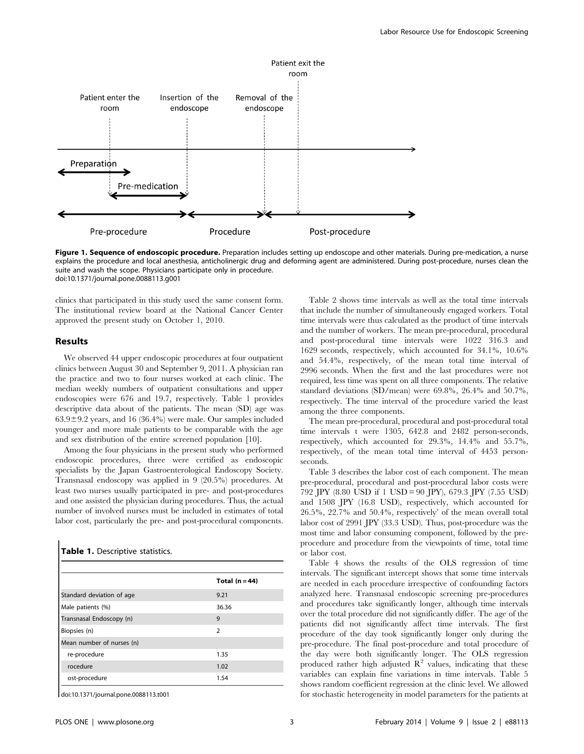Figure 1. Sequence of endoscopic procedure. Preparation includes setting up endoscope and other materials. During pre-medication, a nurse explains the procedure and local anesthesia, anticholinergic drug and deforming agent are administered. During post-procedure, nurses clean the suite and wash the scope. Physicians participate only in procedure.
doi:10.1371/journal.pone.0088113.g001

clinics that participated in this study used the same consent form. The institutional review board at the National Cancer Center approved the present study on October 1, 2010.

## Results

We observed 44 upper endoscopic procedures at four outpatient clinics between August 30 and September 9, 2011. A physician ran the practice and two to four nurses worked at each clinic. The median weekly numbers of outpatient consultations and upper endoscopies were 676 and 19.7, respectively. Table 1 provides descriptive data about of the patients. The mean (SD) age was 63.9±9.2 years, and 16 (36.4%) were male. Our samples included younger and more male patients to be comparable with the age and sex distribution of the entire screened population [10].

Among the four physicians in the present study who performed endoscopic procedures, three were certified as endoscopic specialists by the Japan Gastroenterological Endoscopy Society. Transnasal endoscopy was applied in 9 (20.5%) procedures. At least two nurses usually participated in pre- and post-procedures and one assisted the physician during procedures. Thus, the actual number of involved nurses must be included in estimates of total labor cost, particularly the pre- and post-procedural components.

**Table 1.** Descriptive statistics.

| | Total (n = 44) |
|---|---|
| Standard deviation of age | 9.21 |
| Male patients (%) | 36.36 |
| Transnasal Endoscopy (n) | 9 |
| Biopsies (n) | 2 |
| Mean number of nurses (n) | |
| re-procedure | 1.35 |
| rocedure | 1.02 |
| ost-procedure | 1.54 |

doi:10.1371/journal.pone.0088113.t001

Table 2 shows time intervals as well as the total time intervals that include the number of simultaneously engaged workers. Total time intervals were thus calculated as the product of time intervals and the number of workers. The mean pre-procedural, procedural and post-procedural time intervals were 1022 316.3 and 1629 seconds, respectively, which accounted for 34.1%, 10.6% and 54.4%, respectively, of the mean total time interval of 2996 seconds. When the first and the last procedures were not required, less time was spent on all three components. The relative standard deviations (SD/mean) were 69.8%, 26.4% and 50.7%, respectively. The time interval of the procedure varied the least among the three components.

The mean pre-procedural, procedural and post-procedural total time intervals t were 1305, 642.8 and 2482 person-seconds, respectively, which accounted for 29.3%, 14.4% and 55.7%, respectively, of the mean total time interval of 4453 person-seconds.

Table 3 describes the labor cost of each component. The mean pre-procedural, procedural and post-procedural labor costs were 792 JPY (8.80 USD if 1 USD = 90 JPY), 679.3 JPY (7.55 USD) and 1508 JPY (16.8 USD), respectively, which accounted for 26.5%, 22.7% and 50.4%, respectively' of the mean overall total labor cost of 2991 JPY (33.3 USD). Thus, post-procedure was the most time and labor consuming component, followed by the pre-procedure and procedure from the viewpoints of time, total time or labor cost.

Table 4 shows the results of the OLS regression of time intervals. The significant intercept shows that some time intervals are needed in each procedure irrespective of confounding factors analyzed here. Transnasal endoscopic screening pre-procedures and procedures take significantly longer, although time intervals over the total procedure did not significantly differ. The age of the patients did not significantly affect time intervals. The first procedure of the day took significantly longer only during the pre-procedure. The final post-procedure and total procedure of the day were both significantly longer. The OLS regression produced rather high adjusted $R^2$ values, indicating that these variables can explain fine variations in time intervals. Table 5 shows random coefficient regression at the clinic level. We allowed for stochastic heterogeneity in model parameters for the patients at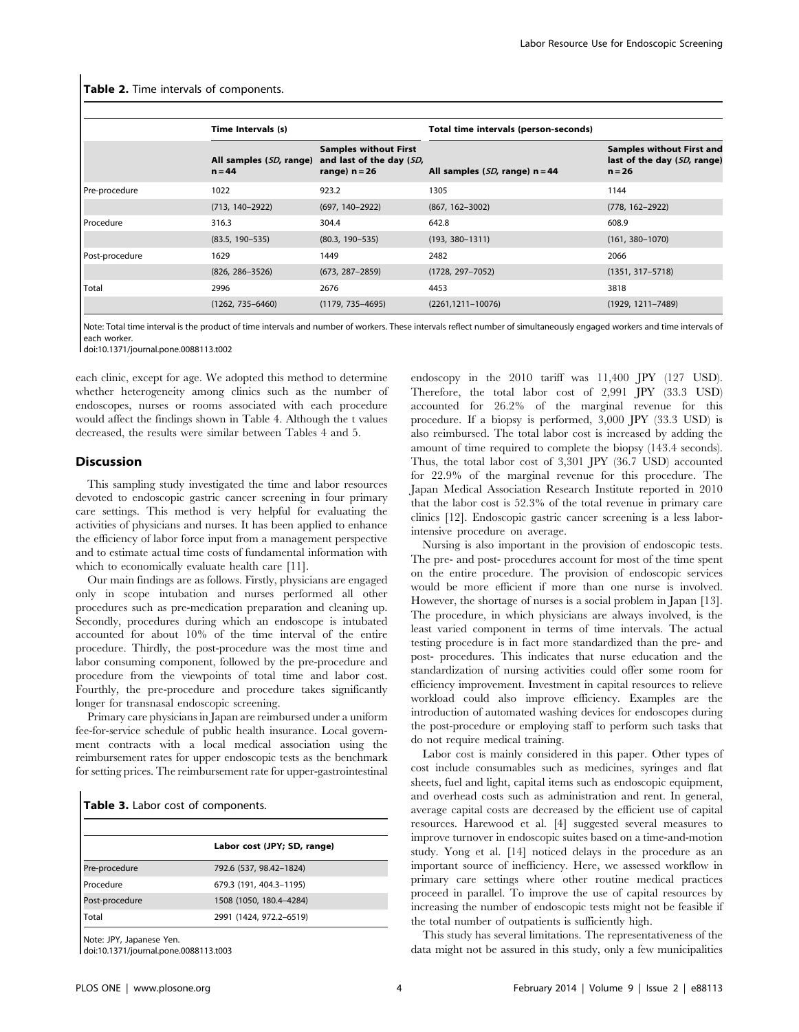**Table 2.** Time intervals of components.

| | Time Intervals (s) | | Total time intervals (person-seconds) | |
|---|---|---|---|---|
| | All samples (*SD*, range) n = 44 | Samples without First and last of the day (*SD*, range) n = 26 | All samples (*SD*, range) n = 44 | Samples without First and last of the day (*SD*, range) n = 26 |
| Pre-procedure | 1022 | 923.2 | 1305 | 1144 |
| | (713, 140–2922) | (697, 140–2922) | (867, 162–3002) | (778, 162–2922) |
| Procedure | 316.3 | 304.4 | 642.8 | 608.9 |
| | (83.5, 190–535) | (80.3, 190–535) | (193, 380–1311) | (161, 380–1070) |
| Post-procedure | 1629 | 1449 | 2482 | 2066 |
| | (826, 286–3526) | (673, 287–2859) | (1728, 297–7052) | (1351, 317–5718) |
| Total | 2996 | 2676 | 4453 | 3818 |
| | (1262, 735–6460) | (1179, 735–4695) | (2261,1211–10076) | (1929, 1211–7489) |

Note: Total time interval is the product of time intervals and number of workers. These intervals reflect number of simultaneously engaged workers and time intervals of each worker.

doi:10.1371/journal.pone.0088113.t002

each clinic, except for age. We adopted this method to determine whether heterogeneity among clinics such as the number of endoscopes, nurses or rooms associated with each procedure would affect the findings shown in Table 4. Although the t values decreased, the results were similar between Tables 4 and 5.

## Discussion

This sampling study investigated the time and labor resources devoted to endoscopic gastric cancer screening in four primary care settings. This method is very helpful for evaluating the activities of physicians and nurses. It has been applied to enhance the efficiency of labor force input from a management perspective and to estimate actual time costs of fundamental information with which to economically evaluate health care [11].

Our main findings are as follows. Firstly, physicians are engaged only in scope intubation and nurses performed all other procedures such as pre-medication preparation and cleaning up. Secondly, procedures during which an endoscope is intubated accounted for about 10% of the time interval of the entire procedure. Thirdly, the post-procedure was the most time and labor consuming component, followed by the pre-procedure and procedure from the viewpoints of total time and labor cost. Fourthly, the pre-procedure and procedure takes significantly longer for transnasal endoscopic screening.

Primary care physicians in Japan are reimbursed under a uniform fee-for-service schedule of public health insurance. Local government contracts with a local medical association using the reimbursement rates for upper endoscopic tests as the benchmark for setting prices. The reimbursement rate for upper-gastrointestinal

**Table 3.** Labor cost of components.

| | Labor cost (JPY; SD, range) |
|---|---|
| Pre-procedure | 792.6 (537, 98.42–1824) |
| Procedure | 679.3 (191, 404.3–1195) |
| Post-procedure | 1508 (1050, 180.4–4284) |
| Total | 2991 (1424, 972.2–6519) |

Note: JPY, Japanese Yen.

doi:10.1371/journal.pone.0088113.t003

endoscopy in the 2010 tariff was 11,400 JPY (127 USD). Therefore, the total labor cost of 2,991 JPY (33.3 USD) accounted for 26.2% of the marginal revenue for this procedure. If a biopsy is performed, 3,000 JPY (33.3 USD) is also reimbursed. The total labor cost is increased by adding the amount of time required to complete the biopsy (143.4 seconds). Thus, the total labor cost of 3,301 JPY (36.7 USD) accounted for 22.9% of the marginal revenue for this procedure. The Japan Medical Association Research Institute reported in 2010 that the labor cost is 52.3% of the total revenue in primary care clinics [12]. Endoscopic gastric cancer screening is a less labor-intensive procedure on average.

Nursing is also important in the provision of endoscopic tests. The pre- and post- procedures account for most of the time spent on the entire procedure. The provision of endoscopic services would be more efficient if more than one nurse is involved. However, the shortage of nurses is a social problem in Japan [13]. The procedure, in which physicians are always involved, is the least varied component in terms of time intervals. The actual testing procedure is in fact more standardized than the pre- and post- procedures. This indicates that nurse education and the standardization of nursing activities could offer some room for efficiency improvement. Investment in capital resources to relieve workload could also improve efficiency. Examples are the introduction of automated washing devices for endoscopes during the post-procedure or employing staff to perform such tasks that do not require medical training.

Labor cost is mainly considered in this paper. Other types of cost include consumables such as medicines, syringes and flat sheets, fuel and light, capital items such as endoscopic equipment, and overhead costs such as administration and rent. In general, average capital costs are decreased by the efficient use of capital resources. Harewood et al. [4] suggested several measures to improve turnover in endoscopic suites based on a time-and-motion study. Yong et al. [14] noticed delays in the procedure as an important source of inefficiency. Here, we assessed workflow in primary care settings where other routine medical practices proceed in parallel. To improve the use of capital resources by increasing the number of endoscopic tests might not be feasible if the total number of outpatients is sufficiently high.

This study has several limitations. The representativeness of the data might not be assured in this study, only a few municipalities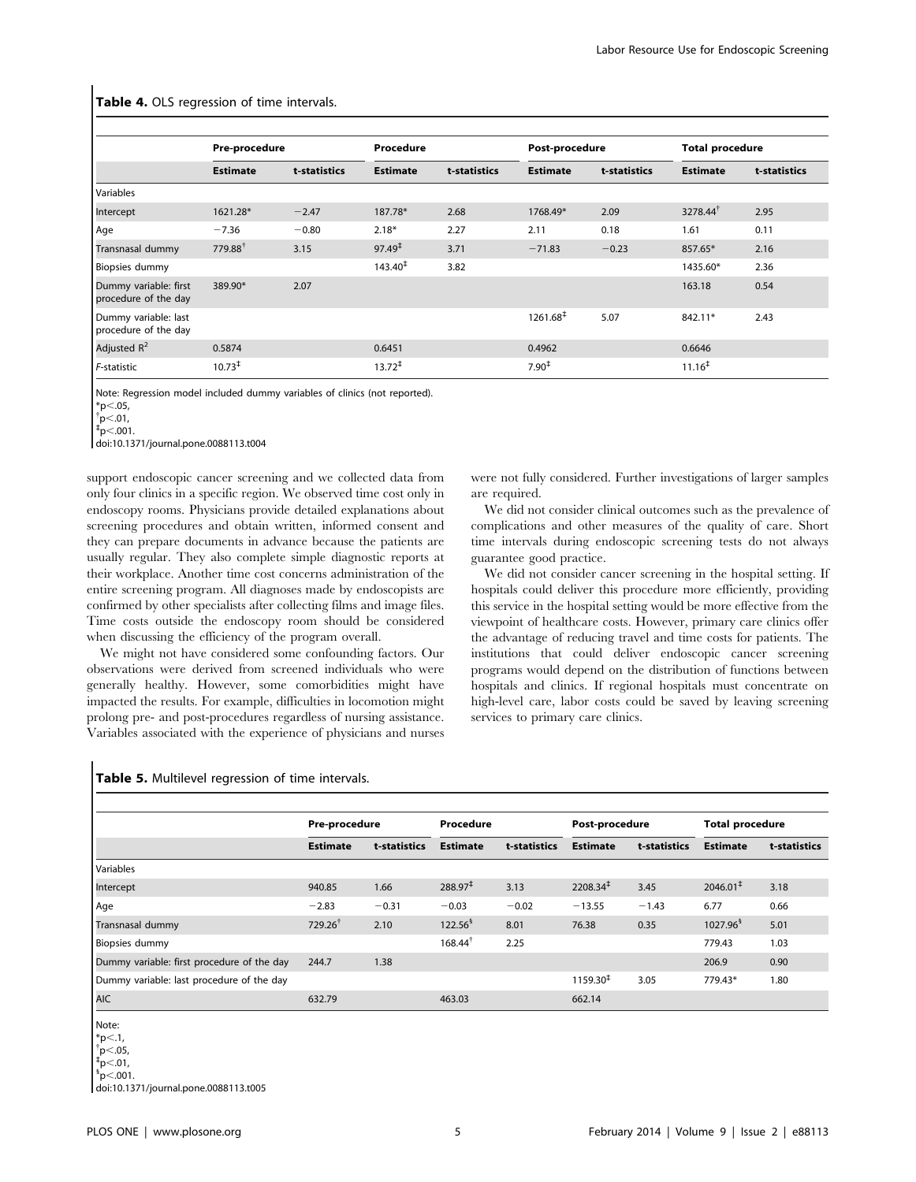**Table 4.** OLS regression of time intervals.

| | Pre-procedure | | Procedure | | Post-procedure | | Total procedure | |
|---|---|---|---|---|---|---|---|---|
| | Estimate | t-statistics | Estimate | t-statistics | Estimate | t-statistics | Estimate | t-statistics |
| Variables | | | | | | | | |
| Intercept | 1621.28* | −2.47 | 187.78* | 2.68 | 1768.49* | 2.09 | 3278.44† | 2.95 |
| Age | −7.36 | −0.80 | 2.18* | 2.27 | 2.11 | 0.18 | 1.61 | 0.11 |
| Transnasal dummy | 779.88† | 3.15 | 97.49‡ | 3.71 | −71.83 | −0.23 | 857.65* | 2.16 |
| Biopsies dummy | | | 143.40‡ | 3.82 | | | 1435.60* | 2.36 |
| Dummy variable: first procedure of the day | 389.90* | 2.07 | | | | | 163.18 | 0.54 |
| Dummy variable: last procedure of the day | | | | | 1261.68‡ | 5.07 | 842.11* | 2.43 |
| Adjusted $R^2$ | 0.5874 | | 0.6451 | | 0.4962 | | 0.6646 | |
| *F*-statistic | 10.73‡ | | 13.72‡ | | 7.90‡ | | 11.16‡ | |

Note: Regression model included dummy variables of clinics (not reported).
*$p<.05$,
†$p<.01$,
‡$p<.001$.
doi:10.1371/journal.pone.0088113.t004

support endoscopic cancer screening and we collected data from only four clinics in a specific region. We observed time cost only in endoscopy rooms. Physicians provide detailed explanations about screening procedures and obtain written, informed consent and they can prepare documents in advance because the patients are usually regular. They also complete simple diagnostic reports at their workplace. Another time cost concerns administration of the entire screening program. All diagnoses made by endoscopists are confirmed by other specialists after collecting films and image files. Time costs outside the endoscopy room should be considered when discussing the efficiency of the program overall.

We might not have considered some confounding factors. Our observations were derived from screened individuals who were generally healthy. However, some comorbidities might have impacted the results. For example, difficulties in locomotion might prolong pre- and post-procedures regardless of nursing assistance. Variables associated with the experience of physicians and nurses were not fully considered. Further investigations of larger samples are required.

We did not consider clinical outcomes such as the prevalence of complications and other measures of the quality of care. Short time intervals during endoscopic screening tests do not always guarantee good practice.

We did not consider cancer screening in the hospital setting. If hospitals could deliver this procedure more efficiently, providing this service in the hospital setting would be more effective from the viewpoint of healthcare costs. However, primary care clinics offer the advantage of reducing travel and time costs for patients. The institutions that could deliver endoscopic cancer screening programs would depend on the distribution of functions between hospitals and clinics. If regional hospitals must concentrate on high-level care, labor costs could be saved by leaving screening services to primary care clinics.

**Table 5.** Multilevel regression of time intervals.

| | Pre-procedure | | Procedure | | Post-procedure | | Total procedure | |
|---|---|---|---|---|---|---|---|---|
| | Estimate | t-statistics | Estimate | t-statistics | Estimate | t-statistics | Estimate | t-statistics |
| Variables | | | | | | | | |
| Intercept | 940.85 | 1.66 | 288.97‡ | 3.13 | 2208.34‡ | 3.45 | 2046.01‡ | 3.18 |
| Age | −2.83 | −0.31 | −0.03 | −0.02 | −13.55 | −1.43 | 6.77 | 0.66 |
| Transnasal dummy | 729.26† | 2.10 | 122.56§ | 8.01 | 76.38 | 0.35 | 1027.96§ | 5.01 |
| Biopsies dummy | | | 168.44† | 2.25 | | | 779.43 | 1.03 |
| Dummy variable: first procedure of the day | 244.7 | 1.38 | | | | | 206.9 | 0.90 |
| Dummy variable: last procedure of the day | | | | | 1159.30‡ | 3.05 | 779.43* | 1.80 |
| AIC | 632.79 | | 463.03 | | 662.14 | | | |

Note:
*$p<.1$,
†$p<.05$,
‡$p<.01$,
§$p<.001$.
doi:10.1371/journal.pone.0088113.t005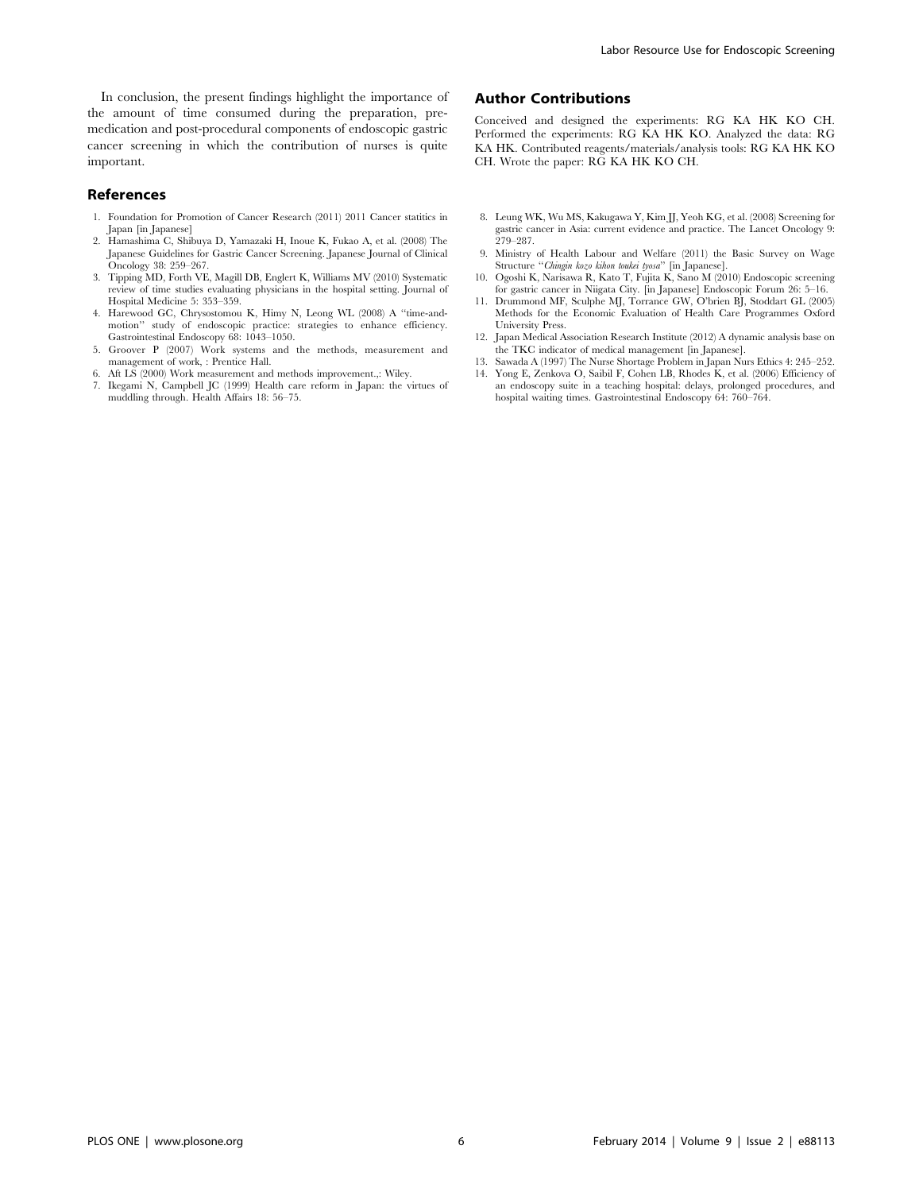In conclusion, the present findings highlight the importance of the amount of time consumed during the preparation, premedication and post-procedural components of endoscopic gastric cancer screening in which the contribution of nurses is quite important.

## Author Contributions

Conceived and designed the experiments: RG KA HK KO CH. Performed the experiments: RG KA HK KO. Analyzed the data: RG KA HK. Contributed reagents/materials/analysis tools: RG KA HK KO CH. Wrote the paper: RG KA HK KO CH.

## References

1. Foundation for Promotion of Cancer Research (2011) 2011 Cancer statitics in Japan [in Japanese]
2. Hamashima C, Shibuya D, Yamazaki H, Inoue K, Fukao A, et al. (2008) The Japanese Guidelines for Gastric Cancer Screening. Japanese Journal of Clinical Oncology 38: 259–267.
3. Tipping MD, Forth VE, Magill DB, Englert K, Williams MV (2010) Systematic review of time studies evaluating physicians in the hospital setting. Journal of Hospital Medicine 5: 353–359.
4. Harewood GC, Chrysostomou K, Himy N, Leong WL (2008) A ''time-and-motion'' study of endoscopic practice: strategies to enhance efficiency. Gastrointestinal Endoscopy 68: 1043–1050.
5. Groover P (2007) Work systems and the methods, measurement and management of work, : Prentice Hall.
6. Aft LS (2000) Work measurement and methods improvement.,: Wiley.
7. Ikegami N, Campbell JC (1999) Health care reform in Japan: the virtues of muddling through. Health Affairs 18: 56–75.
8. Leung WK, Wu MS, Kakugawa Y, Kim JJ, Yeoh KG, et al. (2008) Screening for gastric cancer in Asia: current evidence and practice. The Lancet Oncology 9: 279–287.
9. Ministry of Health Labour and Welfare (2011) the Basic Survey on Wage Structure ''*Chingin kozo kihon toukei tyosa*'' [in Japanese].
10. Ogoshi K, Narisawa R, Kato T, Fujita K, Sano M (2010) Endoscopic screening for gastric cancer in Niigata City. [in Japanese] Endoscopic Forum 26: 5–16.
11. Drummond MF, Sculphe MJ, Torrance GW, O'brien BJ, Stoddart GL (2005) Methods for the Economic Evaluation of Health Care Programmes Oxford University Press.
12. Japan Medical Association Research Institute (2012) A dynamic analysis base on the TKC indicator of medical management [in Japanese].
13. Sawada A (1997) The Nurse Shortage Problem in Japan Nurs Ethics 4: 245–252.
14. Yong E, Zenkova O, Saibil F, Cohen LB, Rhodes K, et al. (2006) Efficiency of an endoscopy suite in a teaching hospital: delays, prolonged procedures, and hospital waiting times. Gastrointestinal Endoscopy 64: 760–764.